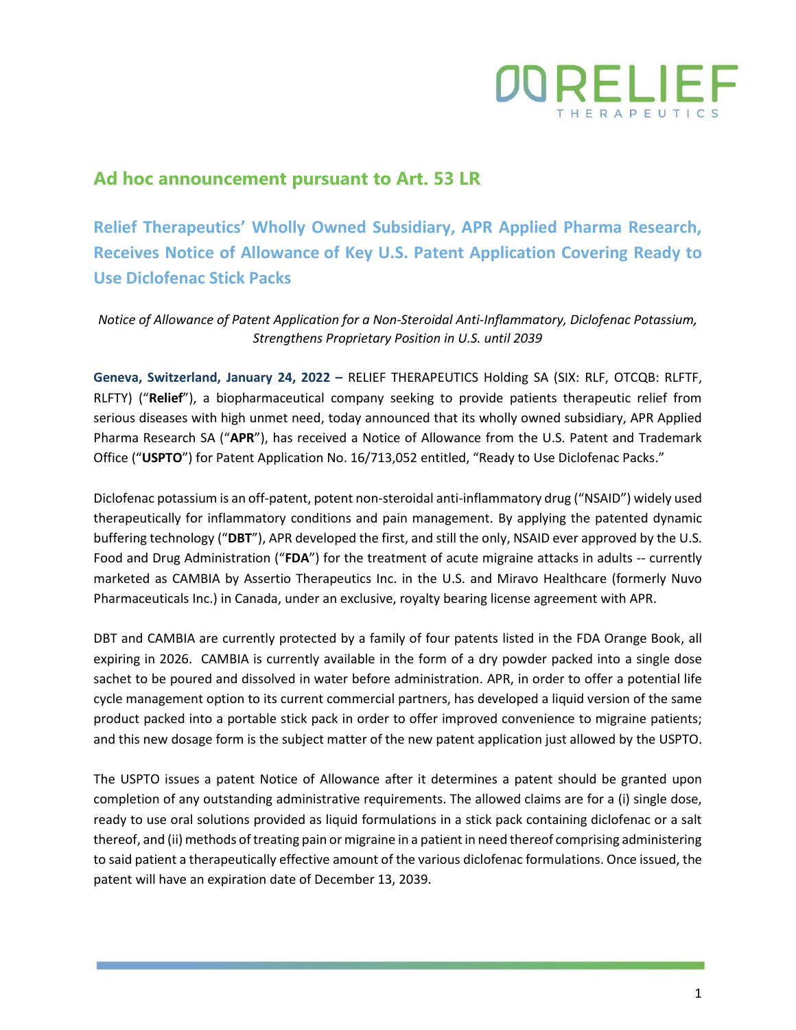## Ad hoc announcement pursuant to Art. 53 LR

# Relief Therapeutics' Wholly Owned Subsidiary, APR Applied Pharma Research, Receives Notice of Allowance of Key U.S. Patent Application Covering Ready to Use Diclofenac Stick Packs

*Notice of Allowance of Patent Application for a Non-Steroidal Anti-Inflammatory, Diclofenac Potassium, Strengthens Proprietary Position in U.S. until 2039*

**Geneva, Switzerland, January 24, 2022 –** RELIEF THERAPEUTICS Holding SA (SIX: RLF, OTCQB: RLFTF, RLFTY) ("**Relief**"), a biopharmaceutical company seeking to provide patients therapeutic relief from serious diseases with high unmet need, today announced that its wholly owned subsidiary, APR Applied Pharma Research SA ("**APR**"), has received a Notice of Allowance from the U.S. Patent and Trademark Office ("**USPTO**") for Patent Application No. 16/713,052 entitled, "Ready to Use Diclofenac Packs."

Diclofenac potassium is an off-patent, potent non-steroidal anti-inflammatory drug ("NSAID") widely used therapeutically for inflammatory conditions and pain management. By applying the patented dynamic buffering technology ("**DBT**"), APR developed the first, and still the only, NSAID ever approved by the U.S. Food and Drug Administration ("**FDA**") for the treatment of acute migraine attacks in adults -- currently marketed as CAMBIA by Assertio Therapeutics Inc. in the U.S. and Miravo Healthcare (formerly Nuvo Pharmaceuticals Inc.) in Canada, under an exclusive, royalty bearing license agreement with APR.

DBT and CAMBIA are currently protected by a family of four patents listed in the FDA Orange Book, all expiring in 2026. CAMBIA is currently available in the form of a dry powder packed into a single dose sachet to be poured and dissolved in water before administration. APR, in order to offer a potential life cycle management option to its current commercial partners, has developed a liquid version of the same product packed into a portable stick pack in order to offer improved convenience to migraine patients; and this new dosage form is the subject matter of the new patent application just allowed by the USPTO.

The USPTO issues a patent Notice of Allowance after it determines a patent should be granted upon completion of any outstanding administrative requirements. The allowed claims are for a (i) single dose, ready to use oral solutions provided as liquid formulations in a stick pack containing diclofenac or a salt thereof, and (ii) methods of treating pain or migraine in a patient in need thereof comprising administering to said patient a therapeutically effective amount of the various diclofenac formulations. Once issued, the patent will have an expiration date of December 13, 2039.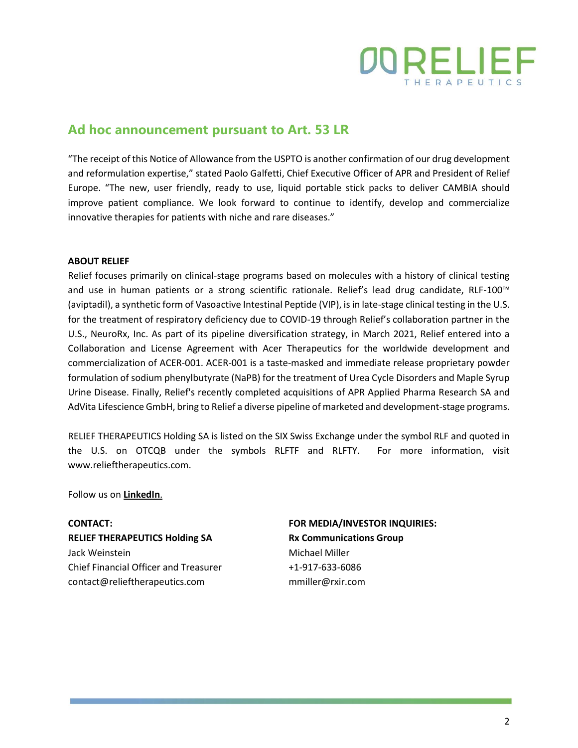## Ad hoc announcement pursuant to Art. 53 LR

"The receipt of this Notice of Allowance from the USPTO is another confirmation of our drug development and reformulation expertise," stated Paolo Galfetti, Chief Executive Officer of APR and President of Relief Europe. "The new, user friendly, ready to use, liquid portable stick packs to deliver CAMBIA should improve patient compliance. We look forward to continue to identify, develop and commercialize innovative therapies for patients with niche and rare diseases."

**ABOUT RELIEF**

Relief focuses primarily on clinical-stage programs based on molecules with a history of clinical testing and use in human patients or a strong scientific rationale. Relief's lead drug candidate, RLF-100™ (aviptadil), a synthetic form of Vasoactive Intestinal Peptide (VIP), is in late-stage clinical testing in the U.S. for the treatment of respiratory deficiency due to COVID-19 through Relief's collaboration partner in the U.S., NeuroRx, Inc. As part of its pipeline diversification strategy, in March 2021, Relief entered into a Collaboration and License Agreement with Acer Therapeutics for the worldwide development and commercialization of ACER-001. ACER-001 is a taste-masked and immediate release proprietary powder formulation of sodium phenylbutyrate (NaPB) for the treatment of Urea Cycle Disorders and Maple Syrup Urine Disease. Finally, Relief's recently completed acquisitions of APR Applied Pharma Research SA and AdVita Lifescience GmbH, bring to Relief a diverse pipeline of marketed and development-stage programs.

RELIEF THERAPEUTICS Holding SA is listed on the SIX Swiss Exchange under the symbol RLF and quoted in the U.S. on OTCQB under the symbols RLFTF and RLFTY. For more information, visit www.relieftherapeutics.com.

Follow us on **LinkedIn**.

**CONTACT:**
**RELIEF THERAPEUTICS Holding SA**
Jack Weinstein
Chief Financial Officer and Treasurer
contact@relieftherapeutics.com

**FOR MEDIA/INVESTOR INQUIRIES:**
**Rx Communications Group**
Michael Miller
+1-917-633-6086
mmiller@rxir.com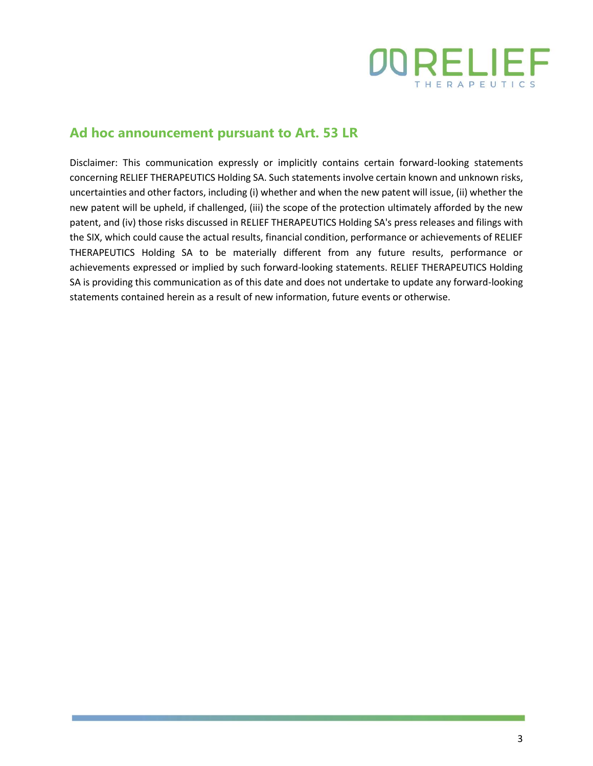## Ad hoc announcement pursuant to Art. 53 LR

Disclaimer: This communication expressly or implicitly contains certain forward-looking statements concerning RELIEF THERAPEUTICS Holding SA. Such statements involve certain known and unknown risks, uncertainties and other factors, including (i) whether and when the new patent will issue, (ii) whether the new patent will be upheld, if challenged, (iii) the scope of the protection ultimately afforded by the new patent, and (iv) those risks discussed in RELIEF THERAPEUTICS Holding SA's press releases and filings with the SIX, which could cause the actual results, financial condition, performance or achievements of RELIEF THERAPEUTICS Holding SA to be materially different from any future results, performance or achievements expressed or implied by such forward-looking statements. RELIEF THERAPEUTICS Holding SA is providing this communication as of this date and does not undertake to update any forward-looking statements contained herein as a result of new information, future events or otherwise.